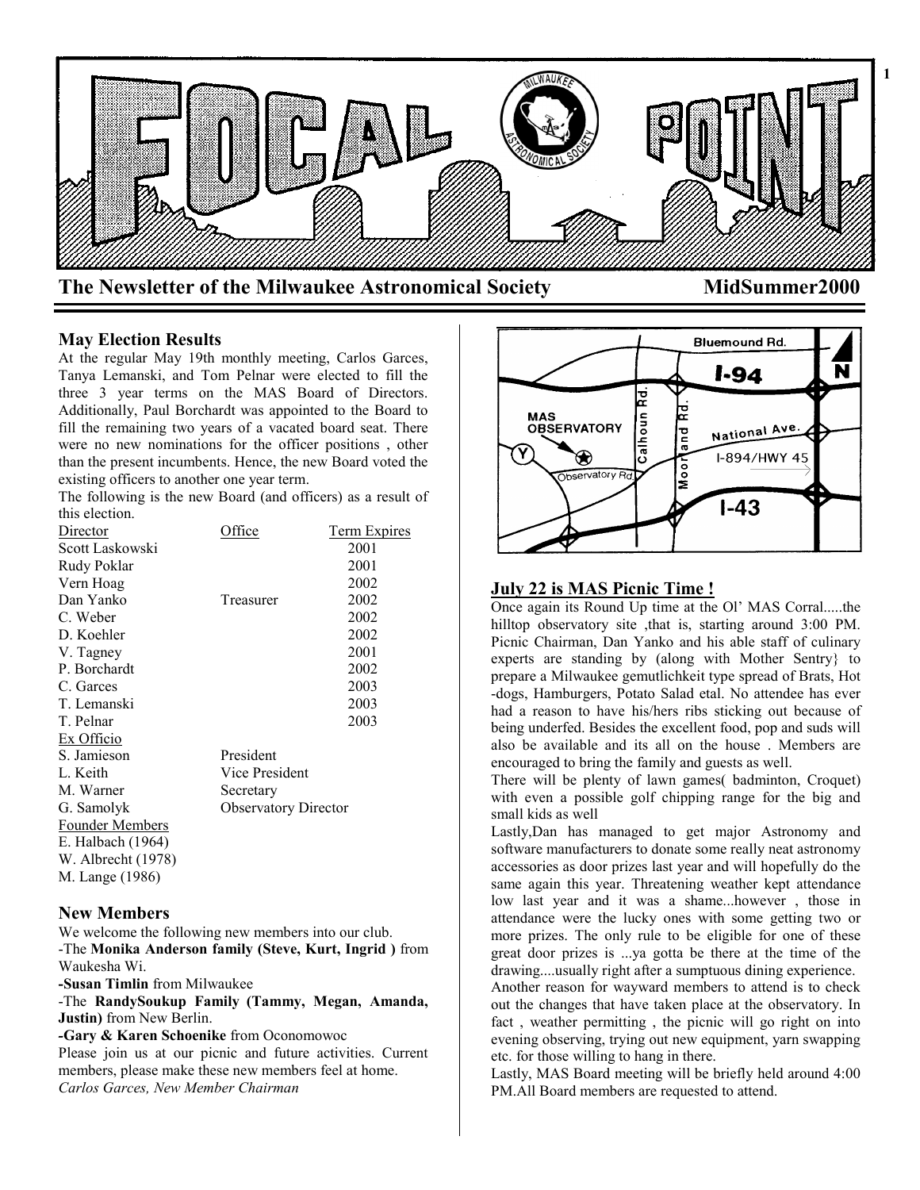# FOCAL POINT

**The Newsletter of the Milwaukee Astronomical Society** **MidSummer2000**

## May Election Results

At the regular May 19th monthly meeting, Carlos Garces, Tanya Lemanski, and Tom Pelnar were elected to fill the three 3 year terms on the MAS Board of Directors. Additionally, Paul Borchardt was appointed to the Board to fill the remaining two years of a vacated board seat. There were no new nominations for the officer positions , other than the present incumbents. Hence, the new Board voted the existing officers to another one year term.

The following is the new Board (and officers) as a result of this election.

| Director | Office | Term Expires |
|---|---|---|
| Scott Laskowski | | 2001 |
| Rudy Poklar | | 2001 |
| Vern Hoag | | 2002 |
| Dan Yanko | Treasurer | 2002 |
| C. Weber | | 2002 |
| D. Koehler | | 2002 |
| V. Tagney | | 2001 |
| P. Borchardt | | 2002 |
| C. Garces | | 2003 |
| T. Lemanski | | 2003 |
| T. Pelnar | | 2003 |
| Ex Officio | | |
| S. Jamieson | President | |
| L. Keith | Vice President | |
| M. Warner | Secretary | |
| G. Samolyk | Observatory Director | |
| Founder Members | | |
| E. Halbach (1964) | | |
| W. Albrecht (1978) | | |
| M. Lange (1986) | | |

## New Members

We welcome the following new members into our club.

-The **Monika Anderson family (Steve, Kurt, Ingrid )** from Waukesha Wi.

**-Susan Timlin** from Milwaukee

-The **RandySoukup Family (Tammy, Megan, Amanda, Justin)** from New Berlin.

**-Gary & Karen Schoenike** from Oconomowoc

Please join us at our picnic and future activities. Current members, please make these new members feel at home.

*Carlos Garces, New Member Chairman*

Bluemound Rd. I-94 N MAS OBSERVATORY Calhoun Rd. Moorland Rd. National Ave. Y Observatory Rd. I-894/HWY 45 I-43

## July 22 is MAS Picnic Time !

Once again its Round Up time at the Ol' MAS Corral.....the hilltop observatory site ,that is, starting around 3:00 PM. Picnic Chairman, Dan Yanko and his able staff of culinary experts are standing by (along with Mother Sentry} to prepare a Milwaukee gemutlichkeit type spread of Brats, Hot -dogs, Hamburgers, Potato Salad etal. No attendee has ever had a reason to have his/hers ribs sticking out because of being underfed. Besides the excellent food, pop and suds will also be available and its all on the house . Members are encouraged to bring the family and guests as well.

There will be plenty of lawn games( badminton, Croquet) with even a possible golf chipping range for the big and small kids as well

Lastly,Dan has managed to get major Astronomy and software manufacturers to donate some really neat astronomy accessories as door prizes last year and will hopefully do the same again this year. Threatening weather kept attendance low last year and it was a shame...however , those in attendance were the lucky ones with some getting two or more prizes. The only rule to be eligible for one of these great door prizes is ...ya gotta be there at the time of the drawing....usually right after a sumptuous dining experience.

Another reason for wayward members to attend is to check out the changes that have taken place at the observatory. In fact , weather permitting , the picnic will go right on into evening observing, trying out new equipment, yarn swapping etc. for those willing to hang in there.

Lastly, MAS Board meeting will be briefly held around 4:00 PM.All Board members are requested to attend.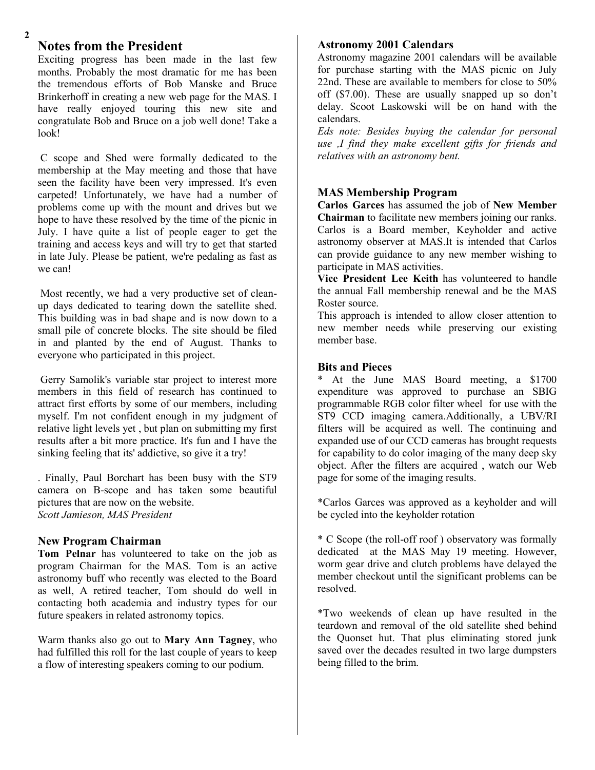## Notes from the President

Exciting progress has been made in the last few months. Probably the most dramatic for me has been the tremendous efforts of Bob Manske and Bruce Brinkerhoff in creating a new web page for the MAS. I have really enjoyed touring this new site and congratulate Bob and Bruce on a job well done! Take a look!

C scope and Shed were formally dedicated to the membership at the May meeting and those that have seen the facility have been very impressed. It's even carpeted! Unfortunately, we have had a number of problems come up with the mount and drives but we hope to have these resolved by the time of the picnic in July. I have quite a list of people eager to get the training and access keys and will try to get that started in late July. Please be patient, we're pedaling as fast as we can!

Most recently, we had a very productive set of clean-up days dedicated to tearing down the satellite shed. This building was in bad shape and is now down to a small pile of concrete blocks. The site should be filed in and planted by the end of August. Thanks to everyone who participated in this project.

Gerry Samolik's variable star project to interest more members in this field of research has continued to attract first efforts by some of our members, including myself. I'm not confident enough in my judgment of relative light levels yet , but plan on submitting my first results after a bit more practice. It's fun and I have the sinking feeling that its' addictive, so give it a try!

. Finally, Paul Borchart has been busy with the ST9 camera on B-scope and has taken some beautiful pictures that are now on the website.

*Scott Jamieson, MAS President*

## New Program Chairman

**Tom Pelnar** has volunteered to take on the job as program Chairman for the MAS. Tom is an active astronomy buff who recently was elected to the Board as well, A retired teacher, Tom should do well in contacting both academia and industry types for our future speakers in related astronomy topics.

Warm thanks also go out to **Mary Ann Tagney**, who had fulfilled this roll for the last couple of years to keep a flow of interesting speakers coming to our podium.

## Astronomy 2001 Calendars

Astronomy magazine 2001 calendars will be available for purchase starting with the MAS picnic on July 22nd. These are available to members for close to 50% off ($7.00). These are usually snapped up so don't delay. Scoot Laskowski will be on hand with the calendars.

*Eds note: Besides buying the calendar for personal use ,I find they make excellent gifts for friends and relatives with an astronomy bent.*

## MAS Membership Program

**Carlos Garces** has assumed the job of **New Member Chairman** to facilitate new members joining our ranks. Carlos is a Board member, Keyholder and active astronomy observer at MAS.It is intended that Carlos can provide guidance to any new member wishing to participate in MAS activities.

**Vice President Lee Keith** has volunteered to handle the annual Fall membership renewal and be the MAS Roster source.

This approach is intended to allow closer attention to new member needs while preserving our existing member base.

## Bits and Pieces

* At the June MAS Board meeting, a $1700 expenditure was approved to purchase an SBIG programmable RGB color filter wheel for use with the ST9 CCD imaging camera.Additionally, a UBV/RI filters will be acquired as well. The continuing and expanded use of our CCD cameras has brought requests for capability to do color imaging of the many deep sky object. After the filters are acquired , watch our Web page for some of the imaging results.

*Carlos Garces was approved as a keyholder and will be cycled into the keyholder rotation

* C Scope (the roll-off roof ) observatory was formally dedicated at the MAS May 19 meeting. However, worm gear drive and clutch problems have delayed the member checkout until the significant problems can be resolved.

*Two weekends of clean up have resulted in the teardown and removal of the old satellite shed behind the Quonset hut. That plus eliminating stored junk saved over the decades resulted in two large dumpsters being filled to the brim.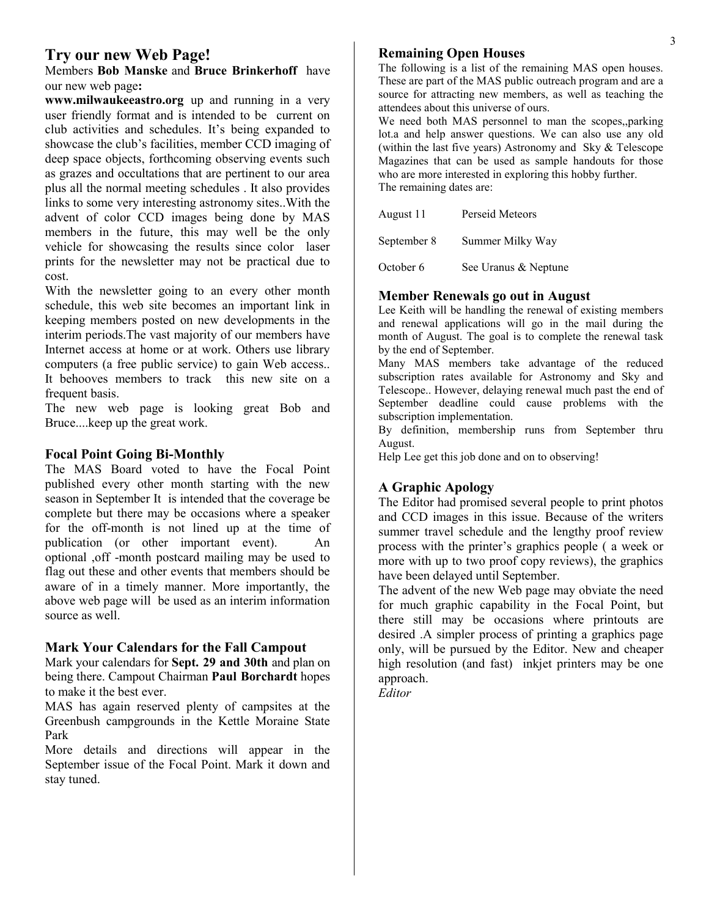## Try our new Web Page!

Members **Bob Manske** and **Bruce Brinkerhoff** have our new web page**:**
**www.milwaukeeastro.org** up and running in a very user friendly format and is intended to be current on club activities and schedules. It's being expanded to showcase the club's facilities, member CCD imaging of deep space objects, forthcoming observing events such as grazes and occultations that are pertinent to our area plus all the normal meeting schedules . It also provides links to some very interesting astronomy sites..With the advent of color CCD images being done by MAS members in the future, this may well be the only vehicle for showcasing the results since color laser prints for the newsletter may not be practical due to cost.

With the newsletter going to an every other month schedule, this web site becomes an important link in keeping members posted on new developments in the interim periods.The vast majority of our members have Internet access at home or at work. Others use library computers (a free public service) to gain Web access.. It behooves members to track this new site on a frequent basis.

The new web page is looking great Bob and Bruce....keep up the great work.

### Focal Point Going Bi-Monthly

The MAS Board voted to have the Focal Point published every other month starting with the new season in September It is intended that the coverage be complete but there may be occasions where a speaker for the off-month is not lined up at the time of publication (or other important event). An optional ,off -month postcard mailing may be used to flag out these and other events that members should be aware of in a timely manner. More importantly, the above web page will be used as an interim information source as well.

### Mark Your Calendars for the Fall Campout

Mark your calendars for **Sept. 29 and 30th** and plan on being there. Campout Chairman **Paul Borchardt** hopes to make it the best ever.

MAS has again reserved plenty of campsites at the Greenbush campgrounds in the Kettle Moraine State Park

More details and directions will appear in the September issue of the Focal Point. Mark it down and stay tuned.

### Remaining Open Houses

The following is a list of the remaining MAS open houses. These are part of the MAS public outreach program and are a source for attracting new members, as well as teaching the attendees about this universe of ours.

We need both MAS personnel to man the scopes,,parking lot.a and help answer questions. We can also use any old (within the last five years) Astronomy and Sky & Telescope Magazines that can be used as sample handouts for those who are more interested in exploring this hobby further.

The remaining dates are:

| | |
|---|---|
| August 11 | Perseid Meteors |
| September 8 | Summer Milky Way |
| October 6 | See Uranus & Neptune |

### Member Renewals go out in August

Lee Keith will be handling the renewal of existing members and renewal applications will go in the mail during the month of August. The goal is to complete the renewal task by the end of September.

Many MAS members take advantage of the reduced subscription rates available for Astronomy and Sky and Telescope.. However, delaying renewal much past the end of September deadline could cause problems with the subscription implementation.

By definition, membership runs from September thru August.

Help Lee get this job done and on to observing!

### A Graphic Apology

The Editor had promised several people to print photos and CCD images in this issue. Because of the writers summer travel schedule and the lengthy proof review process with the printer's graphics people ( a week or more with up to two proof copy reviews), the graphics have been delayed until September.

The advent of the new Web page may obviate the need for much graphic capability in the Focal Point, but there still may be occasions where printouts are desired .A simpler process of printing a graphics page only, will be pursued by the Editor. New and cheaper high resolution (and fast) inkjet printers may be one approach.

*Editor*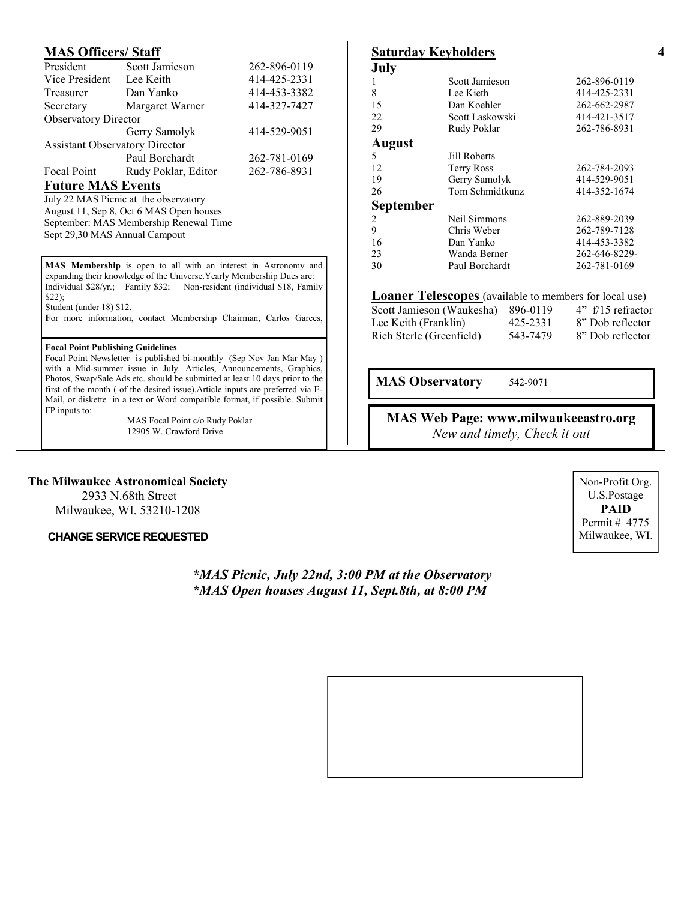## MAS Officers/ Staff

| | | |
|---|---|---|
| President | Scott Jamieson | 262-896-0119 |
| Vice President | Lee Keith | 414-425-2331 |
| Treasurer | Dan Yanko | 414-453-3382 |
| Secretary | Margaret Warner | 414-327-7427 |
| Observatory Director | | |
| | Gerry Samolyk | 414-529-9051 |
| Assistant Observatory Director | | |
| | Paul Borchardt | 262-781-0169 |
| Focal Point | Rudy Poklar, Editor | 262-786-8931 |

## Future MAS Events

July 22 MAS Picnic at the observatory
August 11, Sep 8, Oct 6 MAS Open houses
September: MAS Membership Renewal Time
Sept 29,30 MAS Annual Campout

**MAS Membership** is open to all with an interest in Astronomy and expanding their knowledge of the Universe.Yearly Membership Dues are: Individual $28/yr.; Family $32; Non-resident (individual $18, Family $22);
Student (under 18) $12.
**F**or more information, contact Membership Chairman, Carlos Garces,

**Focal Point Publishing Guidelines**
Focal Point Newsletter is published bi-monthly (Sep Nov Jan Mar May ) with a Mid-summer issue in July. Articles, Announcements, Graphics, Photos, Swap/Sale Ads etc. should be submitted at least 10 days prior to the first of the month ( of the desired issue).Article inputs are preferred via E-Mail, or diskette in a text or Word compatible format, if possible. Submit FP inputs to:

MAS Focal Point c/o Rudy Poklar
12905 W. Crawford Drive

## Saturday Keyholders

| | | |
|---|---|---|
| **July** | | |
| 1 | Scott Jamieson | 262-896-0119 |
| 8 | Lee Kieth | 414-425-2331 |
| 15 | Dan Koehler | 262-662-2987 |
| 22 | Scott Laskowski | 414-421-3517 |
| 29 | Rudy Poklar | 262-786-8931 |
| **August** | | |
| 5 | Jill Roberts | |
| 12 | Terry Ross | 262-784-2093 |
| 19 | Gerry Samolyk | 414-529-9051 |
| 26 | Tom Schmidtkunz | 414-352-1674 |
| **September** | | |
| 2 | Neil Simmons | 262-889-2039 |
| 9 | Chris Weber | 262-789-7128 |
| 16 | Dan Yanko | 414-453-3382 |
| 23 | Wanda Berner | 262-646-8229- |
| 30 | Paul Borchardt | 262-781-0169 |

## Loaner Telescopes (available to members for local use)

| | | |
|---|---|---|
| Scott Jamieson (Waukesha) | 896-0119 | 4" f/15 refractor |
| Lee Keith (Franklin) | 425-2331 | 8" Dob reflector |
| Rich Sterle (Greenfield) | 543-7479 | 8" Dob reflector |

**MAS Observatory** 542-9071

**MAS Web Page: www.milwaukeeastro.org**
*New and timely, Check it out*

**The Milwaukee Astronomical Society**
2933 N.68th Street
Milwaukee, WI. 53210-1208

**CHANGE SERVICE REQUESTED**

Non-Profit Org.
U.S.Postage
**PAID**
Permit # 4775
Milwaukee, WI.

***MAS Picnic, July 22nd, 3:00 PM at the Observatory***
***MAS Open houses August 11, Sept.8th, at 8:00 PM***